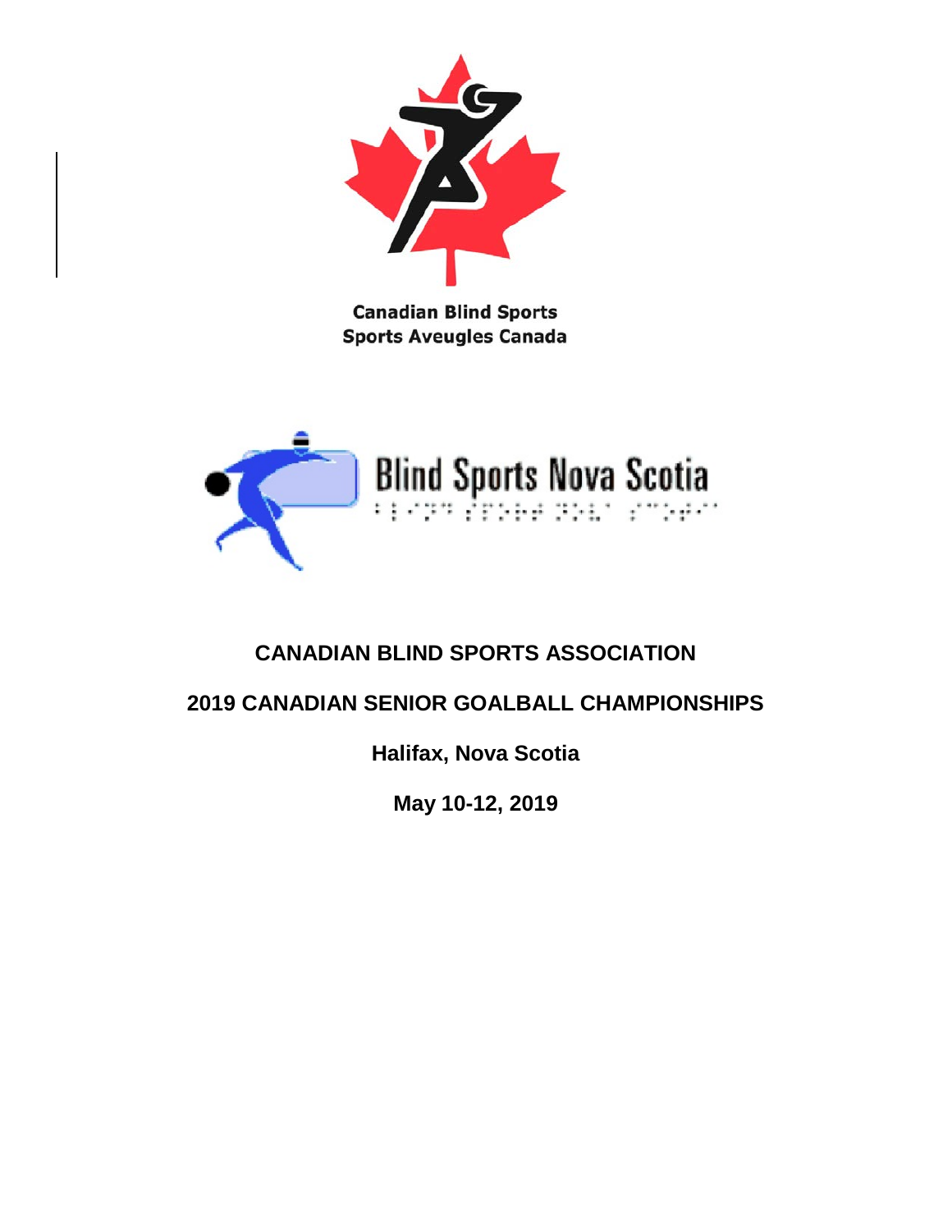Canadian Blind Sports
Sports Aveugles Canada

Blind Sports Nova Scotia

# CANADIAN BLIND SPORTS ASSOCIATION

## 2019 CANADIAN SENIOR GOALBALL CHAMPIONSHIPS

**Halifax, Nova Scotia**

**May 10-12, 2019**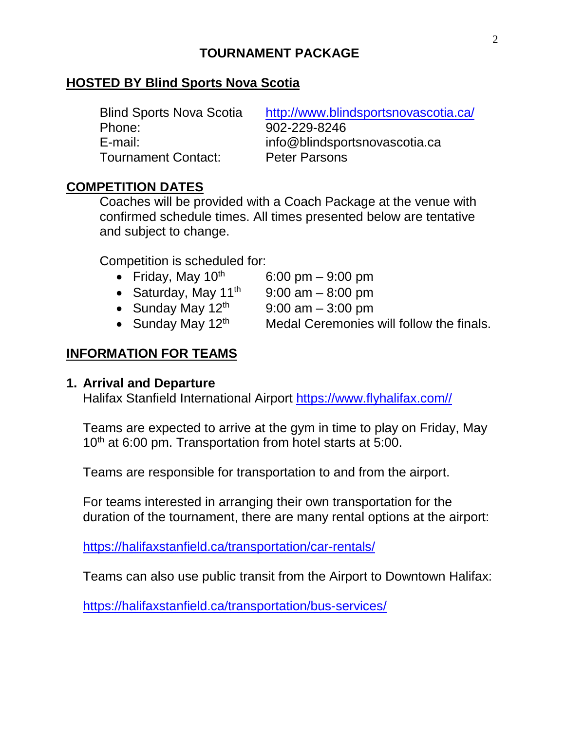# TOURNAMENT PACKAGE

## HOSTED BY Blind Sports Nova Scotia

| | |
|---|---|
| Blind Sports Nova Scotia | [http://www.blindsportsnovascotia.ca/](http://www.blindsportsnovascotia.ca/) |
| Phone: | 902-229-8246 |
| E-mail: | info@blindsportsnovascotia.ca |
| Tournament Contact: | Peter Parsons |

## COMPETITION DATES

Coaches will be provided with a Coach Package at the venue with confirmed schedule times. All times presented below are tentative and subject to change.

Competition is scheduled for:

- Friday, May 10th — 6:00 pm – 9:00 pm
- Saturday, May 11th — 9:00 am – 8:00 pm
- Sunday May 12th — 9:00 am – 3:00 pm
- Sunday May 12th — Medal Ceremonies will follow the finals.

## INFORMATION FOR TEAMS

### 1. Arrival and Departure

Halifax Stanfield International Airport [https://www.flyhalifax.com//](https://www.flyhalifax.com//)

Teams are expected to arrive at the gym in time to play on Friday, May 10th at 6:00 pm. Transportation from hotel starts at 5:00.

Teams are responsible for transportation to and from the airport.

For teams interested in arranging their own transportation for the duration of the tournament, there are many rental options at the airport:

[https://halifaxstanfield.ca/transportation/car-rentals/](https://halifaxstanfield.ca/transportation/car-rentals/)

Teams can also use public transit from the Airport to Downtown Halifax:

[https://halifaxstanfield.ca/transportation/bus-services/](https://halifaxstanfield.ca/transportation/bus-services/)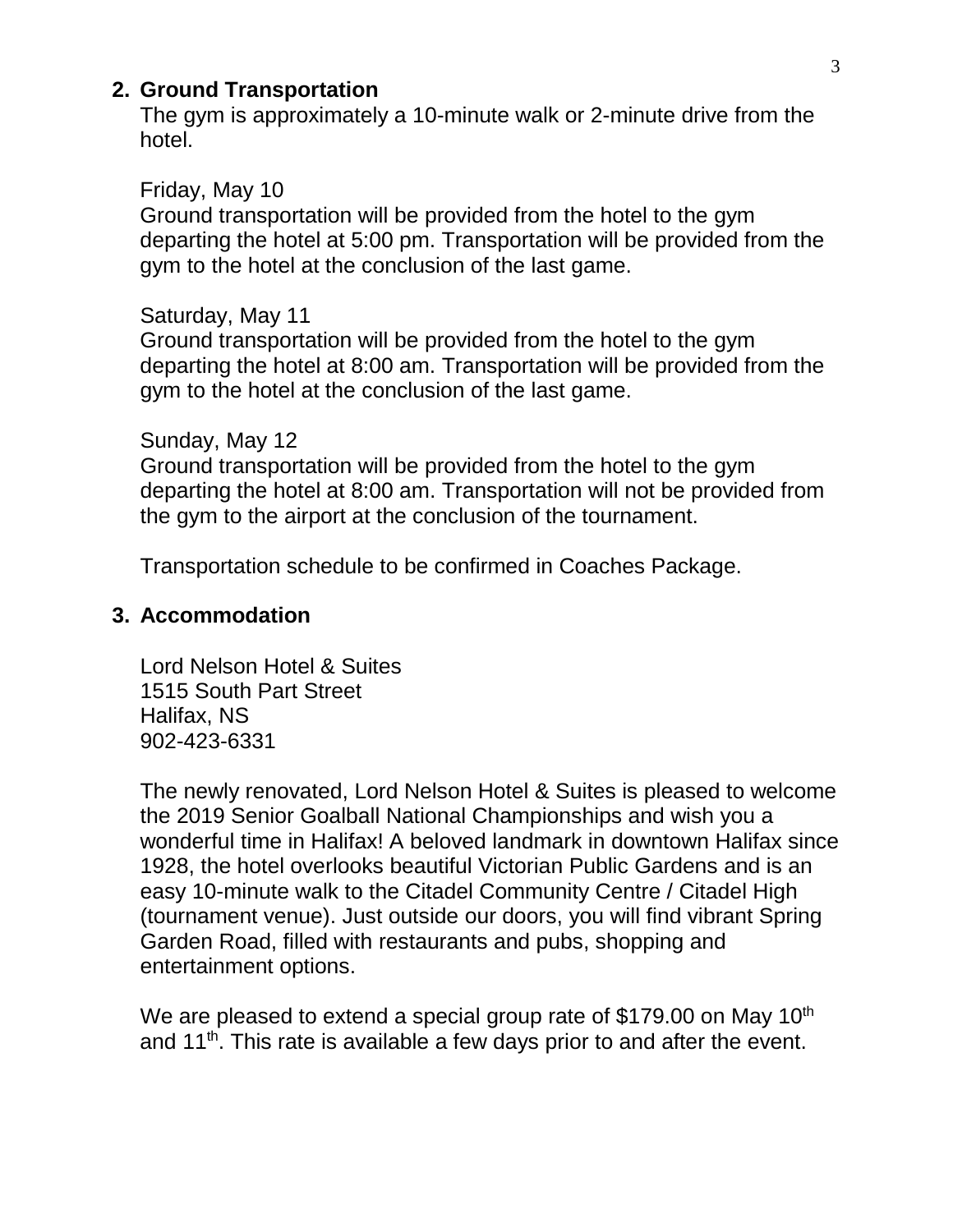## 2. Ground Transportation

The gym is approximately a 10-minute walk or 2-minute drive from the hotel.

Friday, May 10
Ground transportation will be provided from the hotel to the gym departing the hotel at 5:00 pm. Transportation will be provided from the gym to the hotel at the conclusion of the last game.

Saturday, May 11
Ground transportation will be provided from the hotel to the gym departing the hotel at 8:00 am. Transportation will be provided from the gym to the hotel at the conclusion of the last game.

Sunday, May 12
Ground transportation will be provided from the hotel to the gym departing the hotel at 8:00 am. Transportation will not be provided from the gym to the airport at the conclusion of the tournament.

Transportation schedule to be confirmed in Coaches Package.

## 3. Accommodation

Lord Nelson Hotel & Suites
1515 South Part Street
Halifax, NS
902-423-6331

The newly renovated, Lord Nelson Hotel & Suites is pleased to welcome the 2019 Senior Goalball National Championships and wish you a wonderful time in Halifax! A beloved landmark in downtown Halifax since 1928, the hotel overlooks beautiful Victorian Public Gardens and is an easy 10-minute walk to the Citadel Community Centre / Citadel High (tournament venue). Just outside our doors, you will find vibrant Spring Garden Road, filled with restaurants and pubs, shopping and entertainment options.

We are pleased to extend a special group rate of $179.00 on May 10th and 11th. This rate is available a few days prior to and after the event.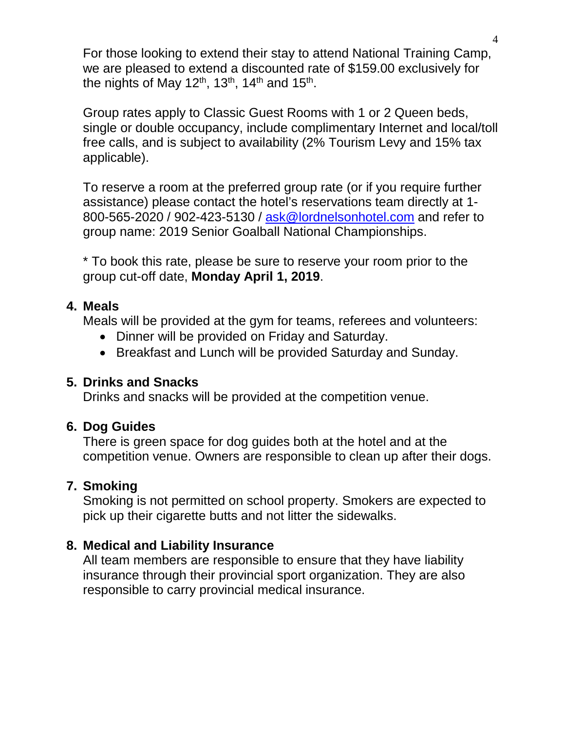For those looking to extend their stay to attend National Training Camp, we are pleased to extend a discounted rate of $159.00 exclusively for the nights of May 12th, 13th, 14th and 15th.

Group rates apply to Classic Guest Rooms with 1 or 2 Queen beds, single or double occupancy, include complimentary Internet and local/toll free calls, and is subject to availability (2% Tourism Levy and 15% tax applicable).

To reserve a room at the preferred group rate (or if you require further assistance) please contact the hotel's reservations team directly at 1-800-565-2020 / 902-423-5130 / [ask@lordnelsonhotel.com](mailto:ask@lordnelsonhotel.com) and refer to group name: 2019 Senior Goalball National Championships.

* To book this rate, please be sure to reserve your room prior to the group cut-off date, **Monday April 1, 2019**.

**4. Meals**

Meals will be provided at the gym for teams, referees and volunteers:

- Dinner will be provided on Friday and Saturday.
- Breakfast and Lunch will be provided Saturday and Sunday.

**5. Drinks and Snacks**

Drinks and snacks will be provided at the competition venue.

**6. Dog Guides**

There is green space for dog guides both at the hotel and at the competition venue. Owners are responsible to clean up after their dogs.

**7. Smoking**

Smoking is not permitted on school property. Smokers are expected to pick up their cigarette butts and not litter the sidewalks.

**8. Medical and Liability Insurance**

All team members are responsible to ensure that they have liability insurance through their provincial sport organization. They are also responsible to carry provincial medical insurance.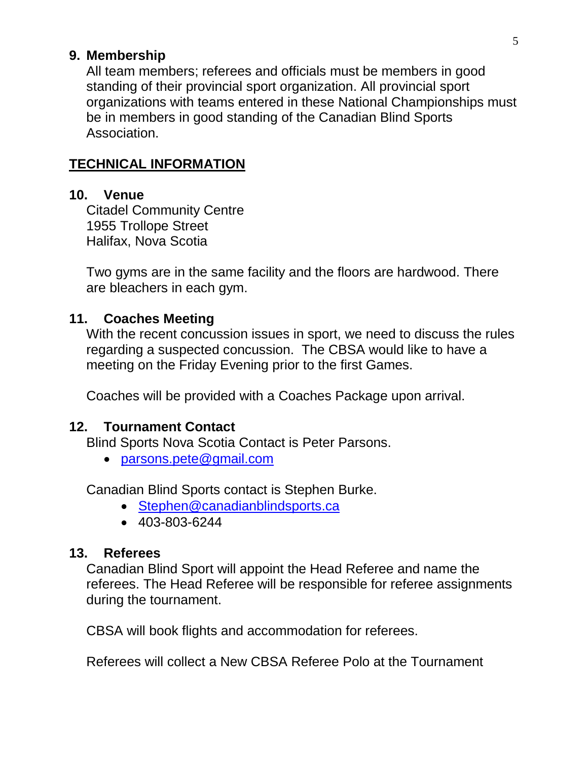## 9. Membership

All team members; referees and officials must be members in good standing of their provincial sport organization. All provincial sport organizations with teams entered in these National Championships must be in members in good standing of the Canadian Blind Sports Association.

## TECHNICAL INFORMATION

### 10. Venue

Citadel Community Centre
1955 Trollope Street
Halifax, Nova Scotia

Two gyms are in the same facility and the floors are hardwood. There are bleachers in each gym.

### 11. Coaches Meeting

With the recent concussion issues in sport, we need to discuss the rules regarding a suspected concussion. The CBSA would like to have a meeting on the Friday Evening prior to the first Games.

Coaches will be provided with a Coaches Package upon arrival.

### 12. Tournament Contact

Blind Sports Nova Scotia Contact is Peter Parsons.

- parsons.pete@gmail.com

Canadian Blind Sports contact is Stephen Burke.

- Stephen@canadianblindsports.ca
- 403-803-6244

### 13. Referees

Canadian Blind Sport will appoint the Head Referee and name the referees. The Head Referee will be responsible for referee assignments during the tournament.

CBSA will book flights and accommodation for referees.

Referees will collect a New CBSA Referee Polo at the Tournament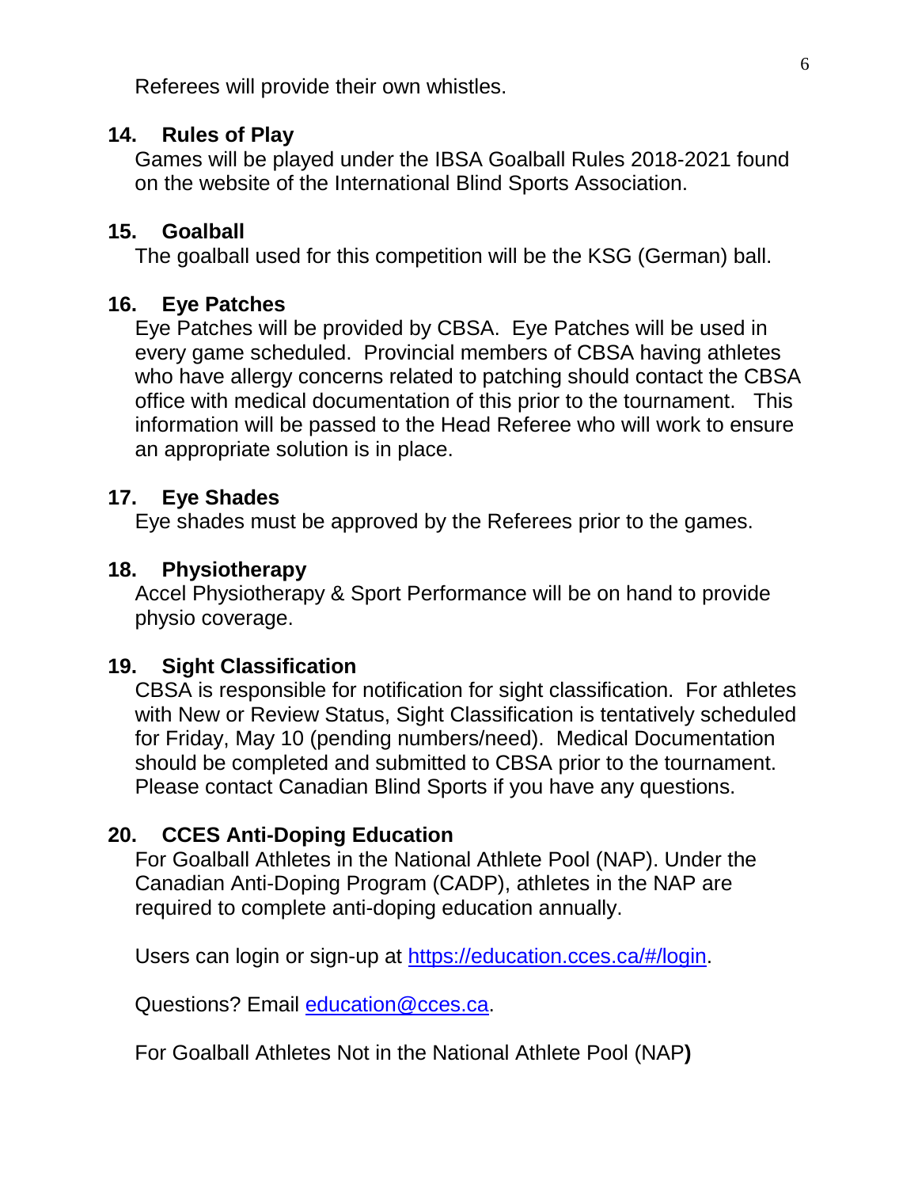Referees will provide their own whistles.

## 14. Rules of Play

Games will be played under the IBSA Goalball Rules 2018-2021 found on the website of the International Blind Sports Association.

## 15. Goalball

The goalball used for this competition will be the KSG (German) ball.

## 16. Eye Patches

Eye Patches will be provided by CBSA. Eye Patches will be used in every game scheduled. Provincial members of CBSA having athletes who have allergy concerns related to patching should contact the CBSA office with medical documentation of this prior to the tournament. This information will be passed to the Head Referee who will work to ensure an appropriate solution is in place.

## 17. Eye Shades

Eye shades must be approved by the Referees prior to the games.

## 18. Physiotherapy

Accel Physiotherapy & Sport Performance will be on hand to provide physio coverage.

## 19. Sight Classification

CBSA is responsible for notification for sight classification. For athletes with New or Review Status, Sight Classification is tentatively scheduled for Friday, May 10 (pending numbers/need). Medical Documentation should be completed and submitted to CBSA prior to the tournament. Please contact Canadian Blind Sports if you have any questions.

## 20. CCES Anti-Doping Education

For Goalball Athletes in the National Athlete Pool (NAP). Under the Canadian Anti-Doping Program (CADP), athletes in the NAP are required to complete anti-doping education annually.

Users can login or sign-up at https://education.cces.ca/#/login.

Questions? Email education@cces.ca.

For Goalball Athletes Not in the National Athlete Pool (NAP**)**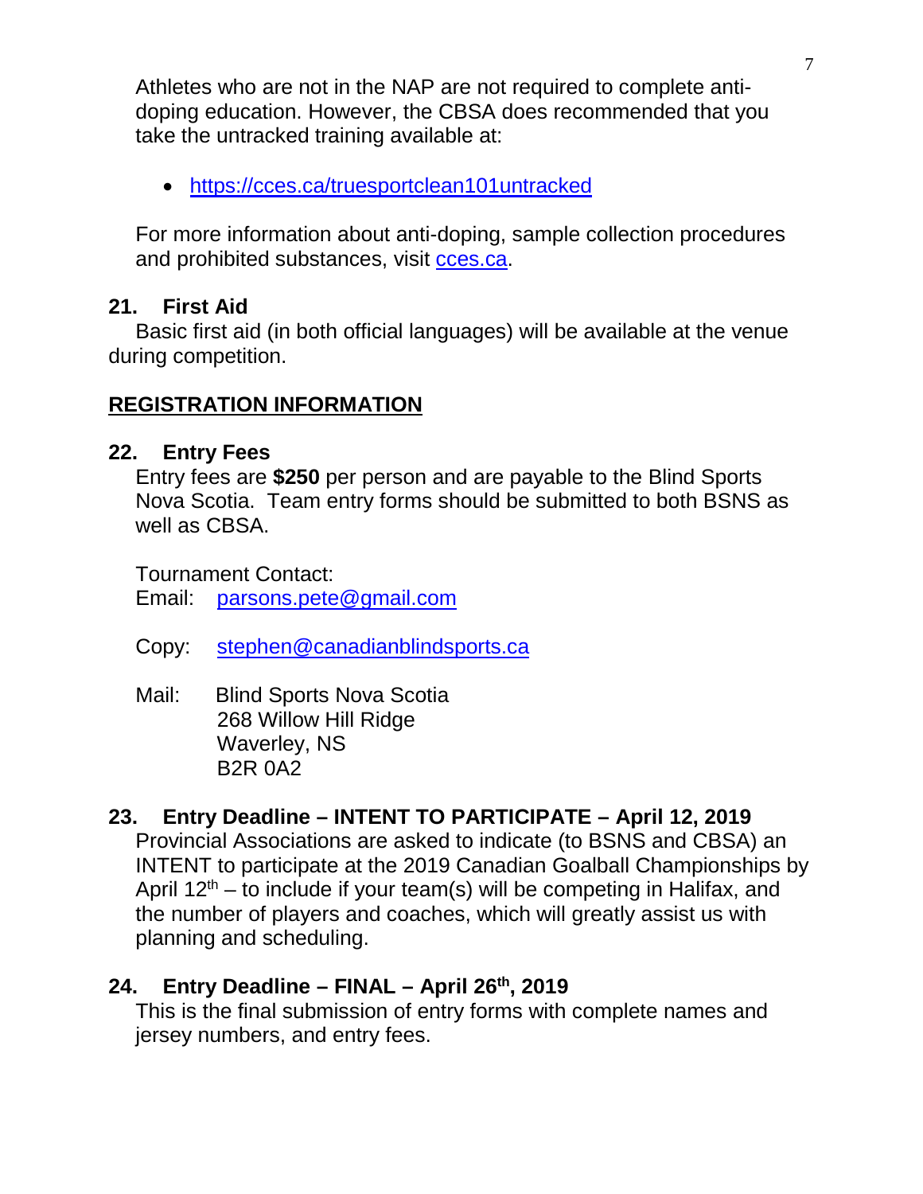Athletes who are not in the NAP are not required to complete anti-doping education. However, the CBSA does recommended that you take the untracked training available at:

- https://cces.ca/truesportclean101untracked

For more information about anti-doping, sample collection procedures and prohibited substances, visit cces.ca.

### 21. First Aid

Basic first aid (in both official languages) will be available at the venue during competition.

## REGISTRATION INFORMATION

### 22. Entry Fees

Entry fees are **$250** per person and are payable to the Blind Sports Nova Scotia. Team entry forms should be submitted to both BSNS as well as CBSA.

Tournament Contact:
Email: parsons.pete@gmail.com

Copy: stephen@canadianblindsports.ca

Mail: Blind Sports Nova Scotia
268 Willow Hill Ridge
Waverley, NS
B2R 0A2

### 23. Entry Deadline – INTENT TO PARTICIPATE – April 12, 2019

Provincial Associations are asked to indicate (to BSNS and CBSA) an INTENT to participate at the 2019 Canadian Goalball Championships by April 12th – to include if your team(s) will be competing in Halifax, and the number of players and coaches, which will greatly assist us with planning and scheduling.

### 24. Entry Deadline – FINAL – April 26th, 2019

This is the final submission of entry forms with complete names and jersey numbers, and entry fees.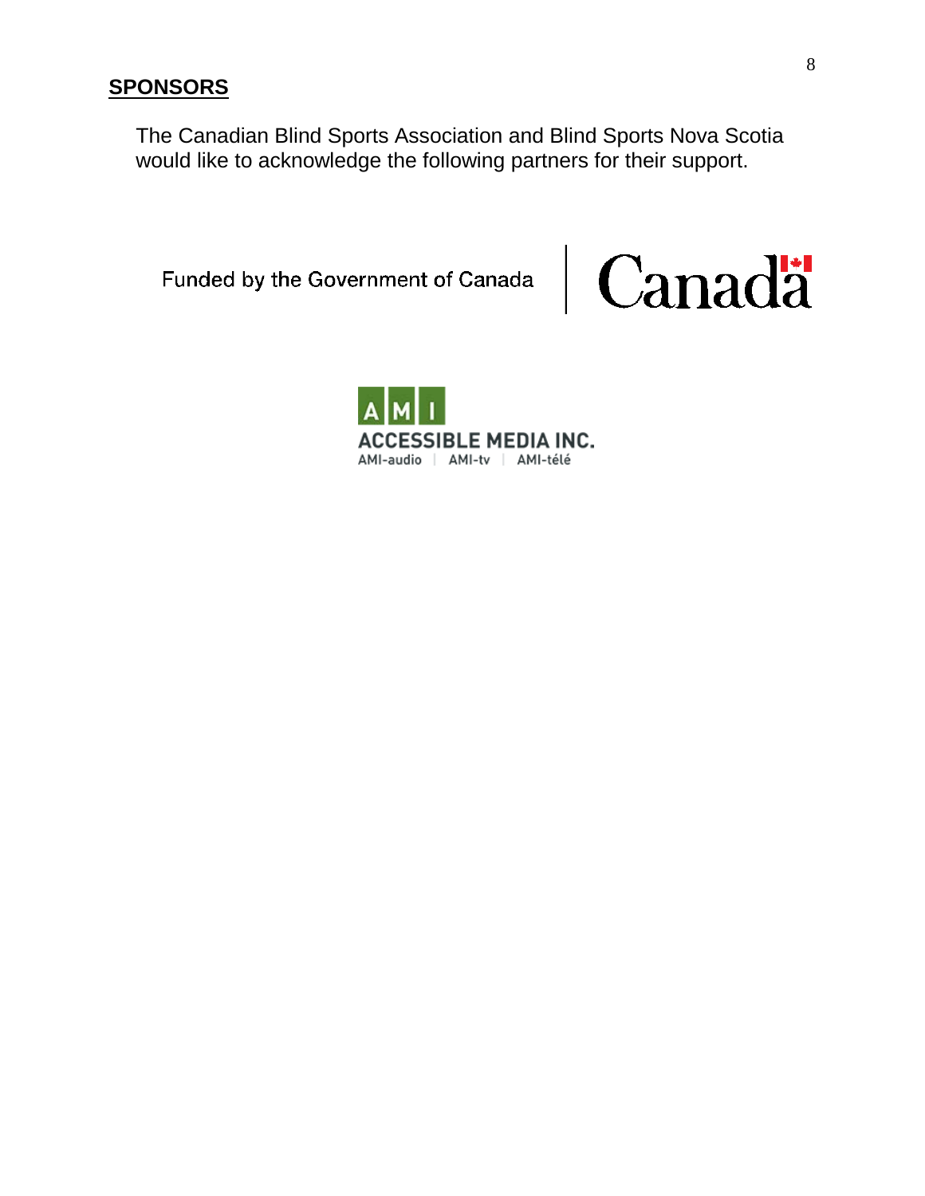## SPONSORS

The Canadian Blind Sports Association and Blind Sports Nova Scotia would like to acknowledge the following partners for their support.

Funded by the Government of Canada | Canada

AMI
ACCESSIBLE MEDIA INC.
AMI-audio | AMI-tv | AMI-télé